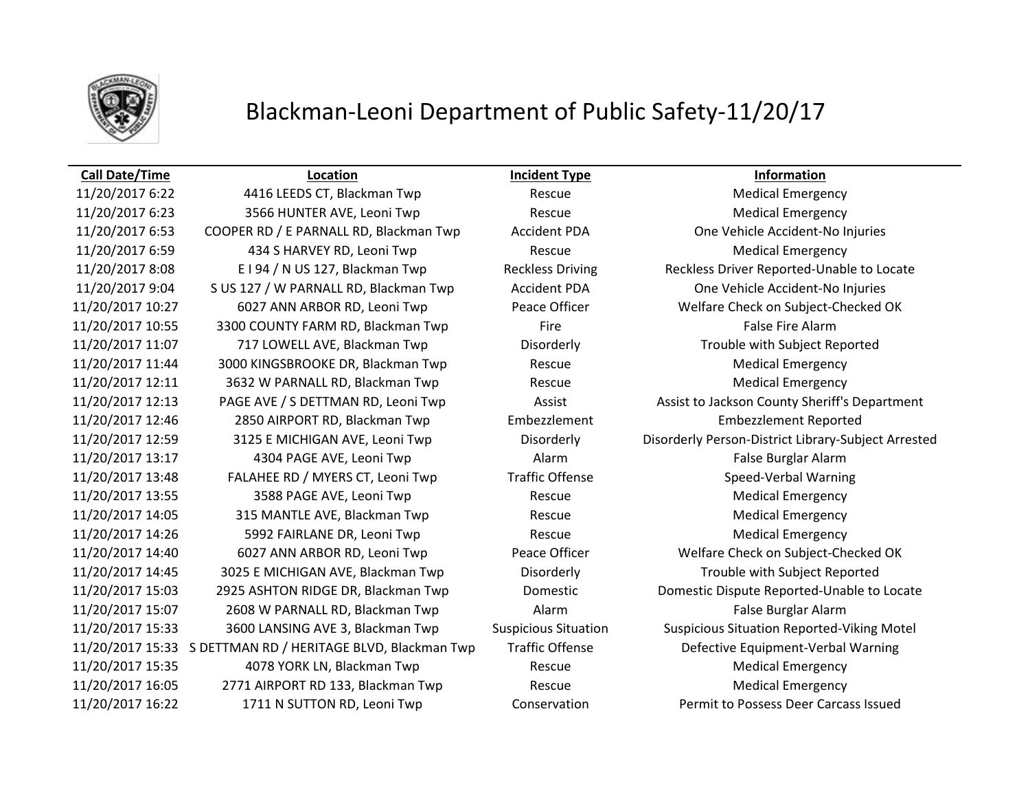# Blackman-Leoni Department of Public Safety-11/20/17

| Call Date/Time | Location | Incident Type | Information |
|---|---|---|---|
| 11/20/2017 6:22 | 4416 LEEDS CT, Blackman Twp | Rescue | Medical Emergency |
| 11/20/2017 6:23 | 3566 HUNTER AVE, Leoni Twp | Rescue | Medical Emergency |
| 11/20/2017 6:53 | COOPER RD / E PARNALL RD, Blackman Twp | Accident PDA | One Vehicle Accident-No Injuries |
| 11/20/2017 6:59 | 434 S HARVEY RD, Leoni Twp | Rescue | Medical Emergency |
| 11/20/2017 8:08 | E I 94 / N US 127, Blackman Twp | Reckless Driving | Reckless Driver Reported-Unable to Locate |
| 11/20/2017 9:04 | S US 127 / W PARNALL RD, Blackman Twp | Accident PDA | One Vehicle Accident-No Injuries |
| 11/20/2017 10:27 | 6027 ANN ARBOR RD, Leoni Twp | Peace Officer | Welfare Check on Subject-Checked OK |
| 11/20/2017 10:55 | 3300 COUNTY FARM RD, Blackman Twp | Fire | False Fire Alarm |
| 11/20/2017 11:07 | 717 LOWELL AVE, Blackman Twp | Disorderly | Trouble with Subject Reported |
| 11/20/2017 11:44 | 3000 KINGSBROOKE DR, Blackman Twp | Rescue | Medical Emergency |
| 11/20/2017 12:11 | 3632 W PARNALL RD, Blackman Twp | Rescue | Medical Emergency |
| 11/20/2017 12:13 | PAGE AVE / S DETTMAN RD, Leoni Twp | Assist | Assist to Jackson County Sheriff's Department |
| 11/20/2017 12:46 | 2850 AIRPORT RD, Blackman Twp | Embezzlement | Embezzlement Reported |
| 11/20/2017 12:59 | 3125 E MICHIGAN AVE, Leoni Twp | Disorderly | Disorderly Person-District Library-Subject Arrested |
| 11/20/2017 13:17 | 4304 PAGE AVE, Leoni Twp | Alarm | False Burglar Alarm |
| 11/20/2017 13:48 | FALAHEE RD / MYERS CT, Leoni Twp | Traffic Offense | Speed-Verbal Warning |
| 11/20/2017 13:55 | 3588 PAGE AVE, Leoni Twp | Rescue | Medical Emergency |
| 11/20/2017 14:05 | 315 MANTLE AVE, Blackman Twp | Rescue | Medical Emergency |
| 11/20/2017 14:26 | 5992 FAIRLANE DR, Leoni Twp | Rescue | Medical Emergency |
| 11/20/2017 14:40 | 6027 ANN ARBOR RD, Leoni Twp | Peace Officer | Welfare Check on Subject-Checked OK |
| 11/20/2017 14:45 | 3025 E MICHIGAN AVE, Blackman Twp | Disorderly | Trouble with Subject Reported |
| 11/20/2017 15:03 | 2925 ASHTON RIDGE DR, Blackman Twp | Domestic | Domestic Dispute Reported-Unable to Locate |
| 11/20/2017 15:07 | 2608 W PARNALL RD, Blackman Twp | Alarm | False Burglar Alarm |
| 11/20/2017 15:33 | 3600 LANSING AVE 3, Blackman Twp | Suspicious Situation | Suspicious Situation Reported-Viking Motel |
| 11/20/2017 15:33 | S DETTMAN RD / HERITAGE BLVD, Blackman Twp | Traffic Offense | Defective Equipment-Verbal Warning |
| 11/20/2017 15:35 | 4078 YORK LN, Blackman Twp | Rescue | Medical Emergency |
| 11/20/2017 16:05 | 2771 AIRPORT RD 133, Blackman Twp | Rescue | Medical Emergency |
| 11/20/2017 16:22 | 1711 N SUTTON RD, Leoni Twp | Conservation | Permit to Possess Deer Carcass Issued |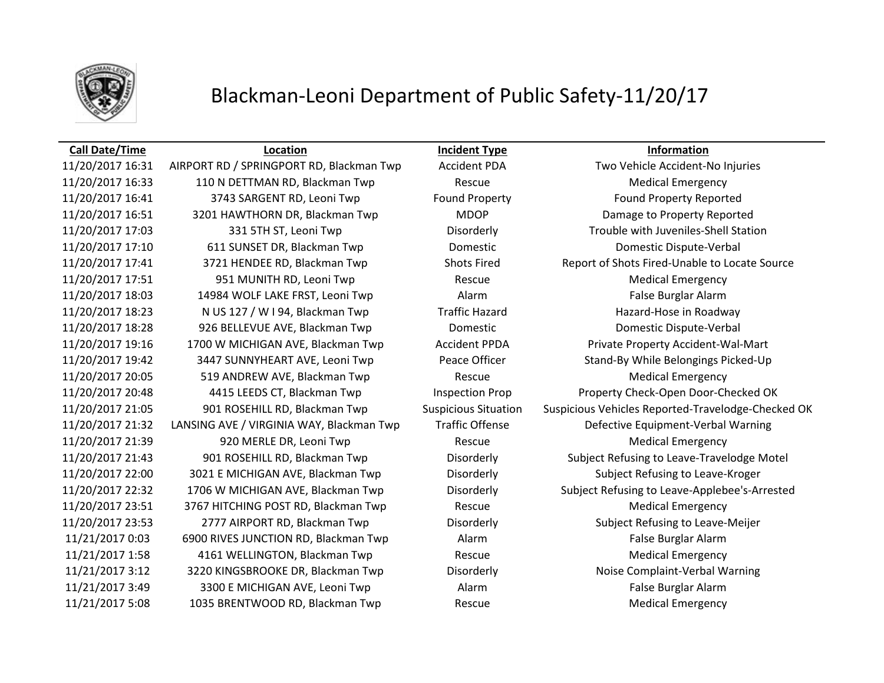# Blackman-Leoni Department of Public Safety-11/20/17

| Call Date/Time | Location | Incident Type | Information |
|---|---|---|---|
| 11/20/2017 16:31 | AIRPORT RD / SPRINGPORT RD, Blackman Twp | Accident PDA | Two Vehicle Accident-No Injuries |
| 11/20/2017 16:33 | 110 N DETTMAN RD, Blackman Twp | Rescue | Medical Emergency |
| 11/20/2017 16:41 | 3743 SARGENT RD, Leoni Twp | Found Property | Found Property Reported |
| 11/20/2017 16:51 | 3201 HAWTHORN DR, Blackman Twp | MDOP | Damage to Property Reported |
| 11/20/2017 17:03 | 331 5TH ST, Leoni Twp | Disorderly | Trouble with Juveniles-Shell Station |
| 11/20/2017 17:10 | 611 SUNSET DR, Blackman Twp | Domestic | Domestic Dispute-Verbal |
| 11/20/2017 17:41 | 3721 HENDEE RD, Blackman Twp | Shots Fired | Report of Shots Fired-Unable to Locate Source |
| 11/20/2017 17:51 | 951 MUNITH RD, Leoni Twp | Rescue | Medical Emergency |
| 11/20/2017 18:03 | 14984 WOLF LAKE FRST, Leoni Twp | Alarm | False Burglar Alarm |
| 11/20/2017 18:23 | N US 127 / W I 94, Blackman Twp | Traffic Hazard | Hazard-Hose in Roadway |
| 11/20/2017 18:28 | 926 BELLEVUE AVE, Blackman Twp | Domestic | Domestic Dispute-Verbal |
| 11/20/2017 19:16 | 1700 W MICHIGAN AVE, Blackman Twp | Accident PPDA | Private Property Accident-Wal-Mart |
| 11/20/2017 19:42 | 3447 SUNNYHEART AVE, Leoni Twp | Peace Officer | Stand-By While Belongings Picked-Up |
| 11/20/2017 20:05 | 519 ANDREW AVE, Blackman Twp | Rescue | Medical Emergency |
| 11/20/2017 20:48 | 4415 LEEDS CT, Blackman Twp | Inspection Prop | Property Check-Open Door-Checked OK |
| 11/20/2017 21:05 | 901 ROSEHILL RD, Blackman Twp | Suspicious Situation | Suspicious Vehicles Reported-Travelodge-Checked OK |
| 11/20/2017 21:32 | LANSING AVE / VIRGINIA WAY, Blackman Twp | Traffic Offense | Defective Equipment-Verbal Warning |
| 11/20/2017 21:39 | 920 MERLE DR, Leoni Twp | Rescue | Medical Emergency |
| 11/20/2017 21:43 | 901 ROSEHILL RD, Blackman Twp | Disorderly | Subject Refusing to Leave-Travelodge Motel |
| 11/20/2017 22:00 | 3021 E MICHIGAN AVE, Blackman Twp | Disorderly | Subject Refusing to Leave-Kroger |
| 11/20/2017 22:32 | 1706 W MICHIGAN AVE, Blackman Twp | Disorderly | Subject Refusing to Leave-Applebee's-Arrested |
| 11/20/2017 23:51 | 3767 HITCHING POST RD, Blackman Twp | Rescue | Medical Emergency |
| 11/20/2017 23:53 | 2777 AIRPORT RD, Blackman Twp | Disorderly | Subject Refusing to Leave-Meijer |
| 11/21/2017 0:03 | 6900 RIVES JUNCTION RD, Blackman Twp | Alarm | False Burglar Alarm |
| 11/21/2017 1:58 | 4161 WELLINGTON, Blackman Twp | Rescue | Medical Emergency |
| 11/21/2017 3:12 | 3220 KINGSBROOKE DR, Blackman Twp | Disorderly | Noise Complaint-Verbal Warning |
| 11/21/2017 3:49 | 3300 E MICHIGAN AVE, Leoni Twp | Alarm | False Burglar Alarm |
| 11/21/2017 5:08 | 1035 BRENTWOOD RD, Blackman Twp | Rescue | Medical Emergency |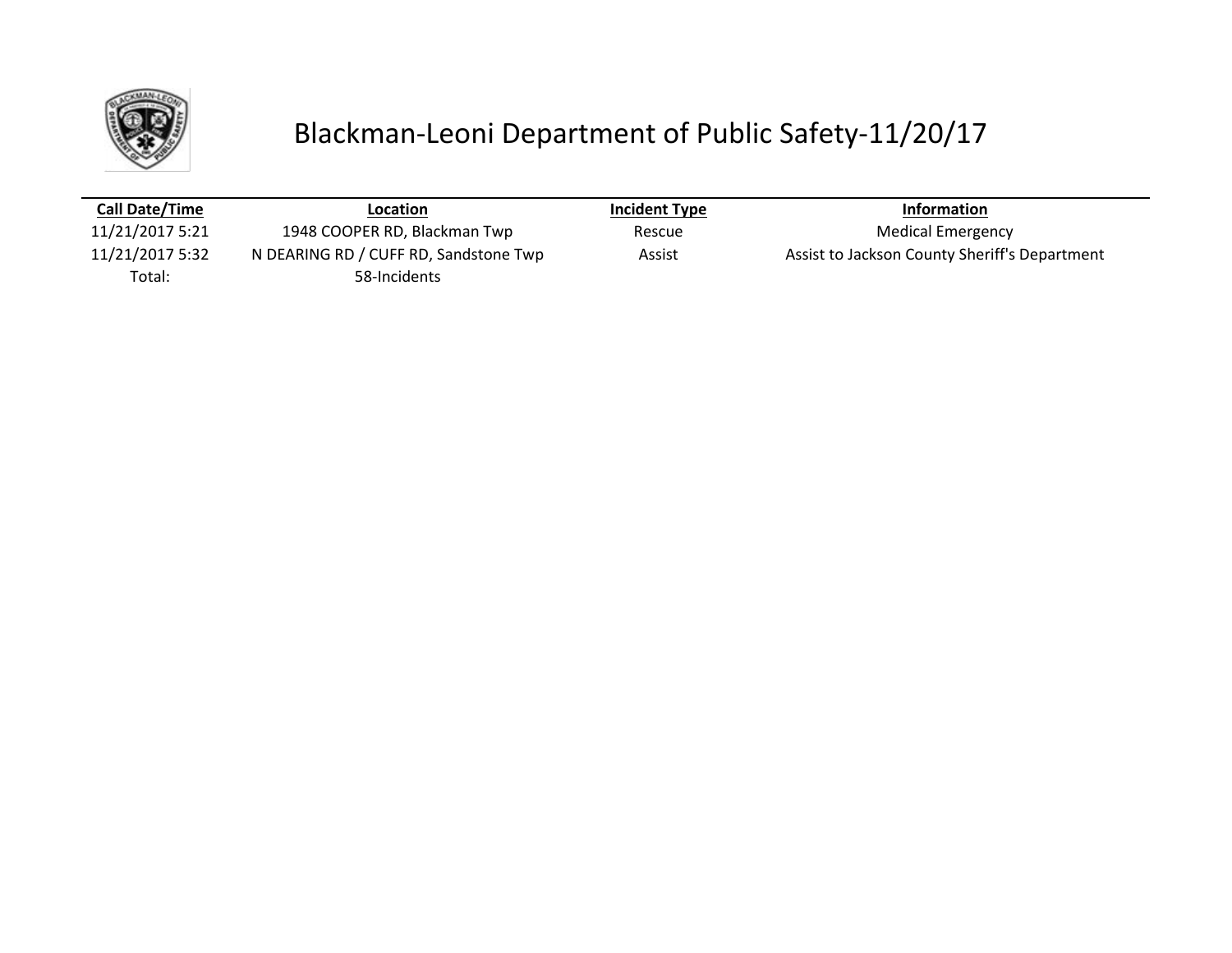# Blackman-Leoni Department of Public Safety-11/20/17

| Call Date/Time | Location | Incident Type | Information |
|---|---|---|---|
| 11/21/2017 5:21 | 1948 COOPER RD, Blackman Twp | Rescue | Medical Emergency |
| 11/21/2017 5:32 | N DEARING RD / CUFF RD, Sandstone Twp | Assist | Assist to Jackson County Sheriff's Department |
| Total: | 58-Incidents | | |